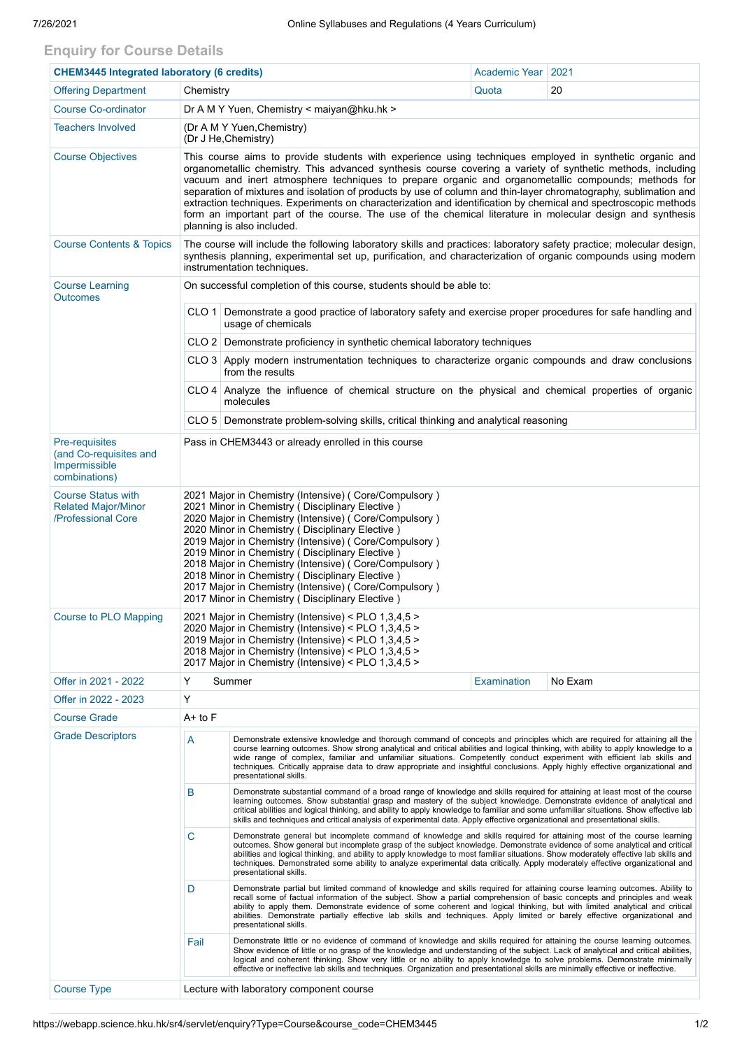# Enquiry for Course Details

| CHEM3445 Integrated laboratory (6 credits) | | Academic Year | 2021 |
|---|---|---|---|
| Offering Department | Chemistry | Quota | 20 |
| Course Co-ordinator | Dr A M Y Yuen, Chemistry < maiyan@hku.hk > | | |
| Teachers Involved | (Dr A M Y Yuen,Chemistry)<br>(Dr J He,Chemistry) | | |
| Course Objectives | This course aims to provide students with experience using techniques employed in synthetic organic and organometallic chemistry. This advanced synthesis course covering a variety of synthetic methods, including vacuum and inert atmosphere techniques to prepare organic and organometallic compounds; methods for separation of mixtures and isolation of products by use of column and thin-layer chromatography, sublimation and extraction techniques. Experiments on characterization and identification by chemical and spectroscopic methods form an important part of the course. The use of the chemical literature in molecular design and synthesis planning is also included. | | |
| Course Contents & Topics | The course will include the following laboratory skills and practices: laboratory safety practice; molecular design, synthesis planning, experimental set up, purification, and characterization of organic compounds using modern instrumentation techniques. | | |
| Course Learning Outcomes | On successful completion of this course, students should be able to:<br>CLO 1 Demonstrate a good practice of laboratory safety and exercise proper procedures for safe handling and usage of chemicals<br>CLO 2 Demonstrate proficiency in synthetic chemical laboratory techniques<br>CLO 3 Apply modern instrumentation techniques to characterize organic compounds and draw conclusions from the results<br>CLO 4 Analyze the influence of chemical structure on the physical and chemical properties of organic molecules<br>CLO 5 Demonstrate problem-solving skills, critical thinking and analytical reasoning | | |
| Pre-requisites (and Co-requisites and Impermissible combinations) | Pass in CHEM3443 or already enrolled in this course | | |
| Course Status with Related Major/Minor /Professional Core | 2021 Major in Chemistry (Intensive) ( Core/Compulsory )<br>2021 Minor in Chemistry ( Disciplinary Elective )<br>2020 Major in Chemistry (Intensive) ( Core/Compulsory )<br>2020 Minor in Chemistry ( Disciplinary Elective )<br>2019 Major in Chemistry (Intensive) ( Core/Compulsory )<br>2019 Minor in Chemistry ( Disciplinary Elective )<br>2018 Major in Chemistry (Intensive) ( Core/Compulsory )<br>2018 Minor in Chemistry ( Disciplinary Elective )<br>2017 Major in Chemistry (Intensive) ( Core/Compulsory )<br>2017 Minor in Chemistry ( Disciplinary Elective ) | | |
| Course to PLO Mapping | 2021 Major in Chemistry (Intensive) < PLO 1,3,4,5 ><br>2020 Major in Chemistry (Intensive) < PLO 1,3,4,5 ><br>2019 Major in Chemistry (Intensive) < PLO 1,3,4,5 ><br>2018 Major in Chemistry (Intensive) < PLO 1,3,4,5 ><br>2017 Major in Chemistry (Intensive) < PLO 1,3,4,5 > | | |
| Offer in 2021 - 2022 | Y Summer | Examination | No Exam |
| Offer in 2022 - 2023 | Y | | |
| Course Grade | A+ to F | | |
| Grade Descriptors | **A** Demonstrate extensive knowledge and thorough command of concepts and principles which are required for attaining all the course learning outcomes. Show strong analytical and critical abilities and logical thinking, with ability to apply knowledge to a wide range of complex, familiar and unfamiliar situations. Competently conduct experiment with efficient lab skills and techniques. Critically appraise data to draw appropriate and insightful conclusions. Apply highly effective organizational and presentational skills.<br>**B** Demonstrate substantial command of a broad range of knowledge and skills required for attaining at least most of the course learning outcomes. Show substantial grasp and mastery of the subject knowledge. Demonstrate evidence of analytical and critical abilities and logical thinking, and ability to apply knowledge to familiar and some unfamiliar situations. Show effective lab skills and techniques and critical analysis of experimental data. Apply effective organizational and presentational skills.<br>**C** Demonstrate general but incomplete command of knowledge and skills required for attaining most of the course learning outcomes. Show general but incomplete grasp of the subject knowledge. Demonstrate evidence of some analytical and critical abilities and logical thinking, and ability to apply knowledge to most familiar situations. Show moderately effective lab skills and techniques. Demonstrated some ability to analyze experimental data critically. Apply moderately effective organizational and presentational skills.<br>**D** Demonstrate partial but limited command of knowledge and skills required for attaining course learning outcomes. Ability to recall some of factual information of the subject. Show a partial comprehension of basic concepts and principles and weak ability to apply them. Demonstrate evidence of some coherent and logical thinking, but with limited analytical and critical abilities. Demonstrate partially effective lab skills and techniques. Apply limited or barely effective organizational and presentational skills.<br>**Fail** Demonstrate little or no evidence of command of knowledge and skills required for attaining the course learning outcomes. Show evidence of little or no grasp of the knowledge and understanding of the subject. Lack of analytical and critical abilities, logical and coherent thinking. Show very little or no ability to apply knowledge to solve problems. Demonstrate minimally effective or ineffective lab skills and techniques. Organization and presentational skills are minimally effective or ineffective. | | |
| Course Type | Lecture with laboratory component course | | |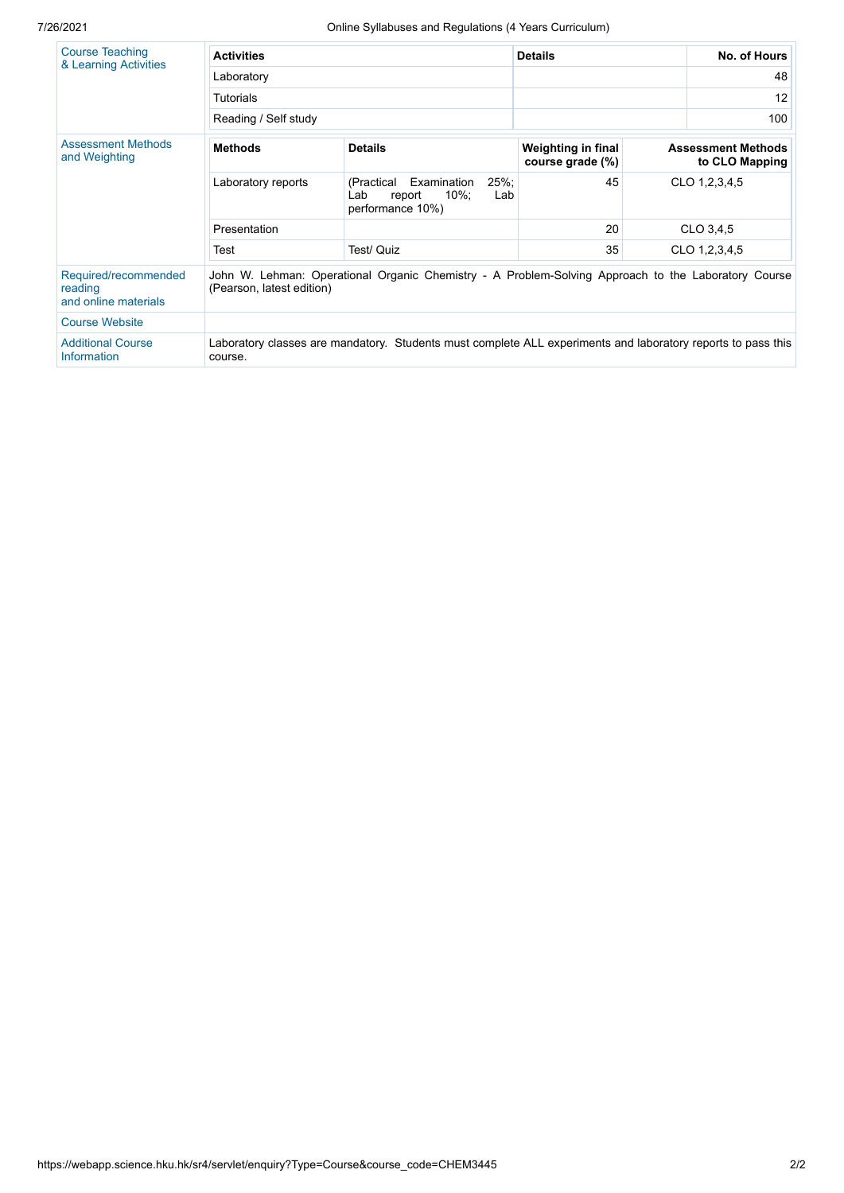| | |
|---|---|
| Course Teaching & Learning Activities | **Activities** / **Details** / **No. of Hours**<br>Laboratory / / 48<br>Tutorials / / 12<br>Reading / Self study / / 100 |

| Activities | Details | No. of Hours |
|---|---|---|
| Laboratory | | 48 |
| Tutorials | | 12 |
| Reading / Self study | | 100 |

**Assessment Methods and Weighting**

| Methods | Details | Weighting in final course grade (%) | Assessment Methods to CLO Mapping |
|---|---|---|---|
| Laboratory reports | (Practical Examination 25%; Lab report 10%; Lab performance 10%) | 45 | CLO 1,2,3,4,5 |
| Presentation | | 20 | CLO 3,4,5 |
| Test | Test/ Quiz | 35 | CLO 1,2,3,4,5 |

| | |
|---|---|
| Required/recommended reading and online materials | John W. Lehman: Operational Organic Chemistry - A Problem-Solving Approach to the Laboratory Course (Pearson, latest edition) |
| Course Website | |
| Additional Course Information | Laboratory classes are mandatory. Students must complete ALL experiments and laboratory reports to pass this course. |